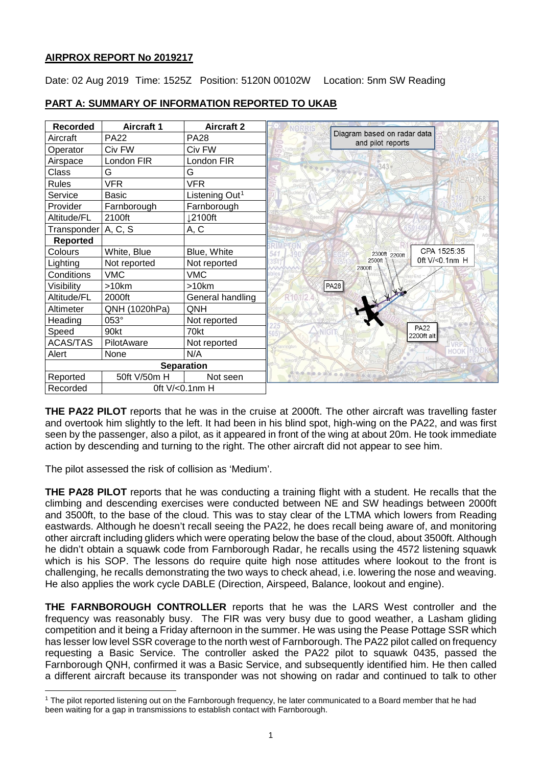## AIRPROX REPORT No 2019217

Date: 02 Aug 2019 Time: 1525Z Position: 5120N 00102W Location: 5nm SW Reading

## PART A: SUMMARY OF INFORMATION REPORTED TO UKAB

| Recorded | Aircraft 1 | Aircraft 2 |
|---|---|---|
| Aircraft | PA22 | PA28 |
| Operator | Civ FW | Civ FW |
| Airspace | London FIR | London FIR |
| Class | G | G |
| Rules | VFR | VFR |
| Service | Basic | Listening Out[1] |
| Provider | Farnborough | Farnborough |
| Altitude/FL | 2100ft | ↓2100ft |
| Transponder | A, C, S | A, C |
| **Reported** | | |
| Colours | White, Blue | Blue, White |
| Lighting | Not reported | Not reported |
| Conditions | VMC | VMC |
| Visibility | >10km | >10km |
| Altitude/FL | 2000ft | General handling |
| Altimeter | QNH (1020hPa) | QNH |
| Heading | 053° | Not reported |
| Speed | 90kt | 70kt |
| ACAS/TAS | PilotAware | Not reported |
| Alert | None | N/A |
| **Separation** | | |
| Reported | 50ft V/50m H | Not seen |
| Recorded | 0ft V/<0.1nm H | |

Diagram based on radar data and pilot reports

CPA 1525:35 0ft V/<0.1nm H

**THE PA22 PILOT** reports that he was in the cruise at 2000ft. The other aircraft was travelling faster and overtook him slightly to the left. It had been in his blind spot, high-wing on the PA22, and was first seen by the passenger, also a pilot, as it appeared in front of the wing at about 20m. He took immediate action by descending and turning to the right. The other aircraft did not appear to see him.

The pilot assessed the risk of collision as 'Medium'.

**THE PA28 PILOT** reports that he was conducting a training flight with a student. He recalls that the climbing and descending exercises were conducted between NE and SW headings between 2000ft and 3500ft, to the base of the cloud. This was to stay clear of the LTMA which lowers from Reading eastwards. Although he doesn't recall seeing the PA22, he does recall being aware of, and monitoring other aircraft including gliders which were operating below the base of the cloud, about 3500ft. Although he didn't obtain a squawk code from Farnborough Radar, he recalls using the 4572 listening squawk which is his SOP. The lessons do require quite high nose attitudes where lookout to the front is challenging, he recalls demonstrating the two ways to check ahead, i.e. lowering the nose and weaving. He also applies the work cycle DABLE (Direction, Airspeed, Balance, lookout and engine).

**THE FARNBOROUGH CONTROLLER** reports that he was the LARS West controller and the frequency was reasonably busy. The FIR was very busy due to good weather, a Lasham gliding competition and it being a Friday afternoon in the summer. He was using the Pease Pottage SSR which has lesser low level SSR coverage to the north west of Farnborough. The PA22 pilot called on frequency requesting a Basic Service. The controller asked the PA22 pilot to squawk 0435, passed the Farnborough QNH, confirmed it was a Basic Service, and subsequently identified him. He then called a different aircraft because its transponder was not showing on radar and continued to talk to other

[1] The pilot reported listening out on the Farnborough frequency, he later communicated to a Board member that he had been waiting for a gap in transmissions to establish contact with Farnborough.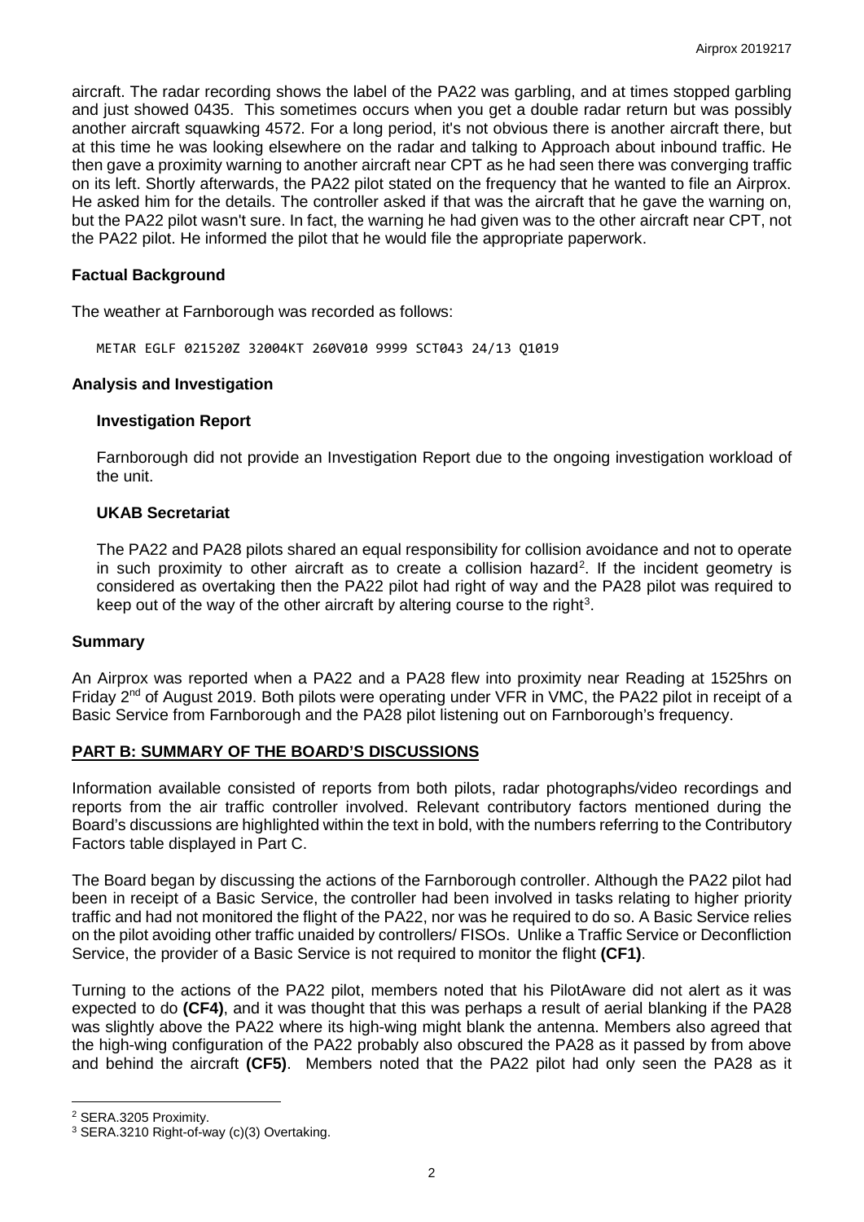aircraft. The radar recording shows the label of the PA22 was garbling, and at times stopped garbling and just showed 0435. This sometimes occurs when you get a double radar return but was possibly another aircraft squawking 4572. For a long period, it's not obvious there is another aircraft there, but at this time he was looking elsewhere on the radar and talking to Approach about inbound traffic. He then gave a proximity warning to another aircraft near CPT as he had seen there was converging traffic on its left. Shortly afterwards, the PA22 pilot stated on the frequency that he wanted to file an Airprox. He asked him for the details. The controller asked if that was the aircraft that he gave the warning on, but the PA22 pilot wasn't sure. In fact, the warning he had given was to the other aircraft near CPT, not the PA22 pilot. He informed the pilot that he would file the appropriate paperwork.

### Factual Background

The weather at Farnborough was recorded as follows:

```
METAR EGLF 021520Z 32004KT 260V010 9999 SCT043 24/13 Q1019
```

### Analysis and Investigation

#### Investigation Report

Farnborough did not provide an Investigation Report due to the ongoing investigation workload of the unit.

#### UKAB Secretariat

The PA22 and PA28 pilots shared an equal responsibility for collision avoidance and not to operate in such proximity to other aircraft as to create a collision hazard[2]. If the incident geometry is considered as overtaking then the PA22 pilot had right of way and the PA28 pilot was required to keep out of the way of the other aircraft by altering course to the right[3].

### Summary

An Airprox was reported when a PA22 and a PA28 flew into proximity near Reading at 1525hrs on Friday 2nd of August 2019. Both pilots were operating under VFR in VMC, the PA22 pilot in receipt of a Basic Service from Farnborough and the PA28 pilot listening out on Farnborough's frequency.

## PART B: SUMMARY OF THE BOARD'S DISCUSSIONS

Information available consisted of reports from both pilots, radar photographs/video recordings and reports from the air traffic controller involved. Relevant contributory factors mentioned during the Board's discussions are highlighted within the text in bold, with the numbers referring to the Contributory Factors table displayed in Part C.

The Board began by discussing the actions of the Farnborough controller. Although the PA22 pilot had been in receipt of a Basic Service, the controller had been involved in tasks relating to higher priority traffic and had not monitored the flight of the PA22, nor was he required to do so. A Basic Service relies on the pilot avoiding other traffic unaided by controllers/ FISOs. Unlike a Traffic Service or Deconfliction Service, the provider of a Basic Service is not required to monitor the flight **(CF1)**.

Turning to the actions of the PA22 pilot, members noted that his PilotAware did not alert as it was expected to do **(CF4)**, and it was thought that this was perhaps a result of aerial blanking if the PA28 was slightly above the PA22 where its high-wing might blank the antenna. Members also agreed that the high-wing configuration of the PA22 probably also obscured the PA28 as it passed by from above and behind the aircraft **(CF5)**. Members noted that the PA22 pilot had only seen the PA28 as it

---

[2] SERA.3205 Proximity.

[3] SERA.3210 Right-of-way (c)(3) Overtaking.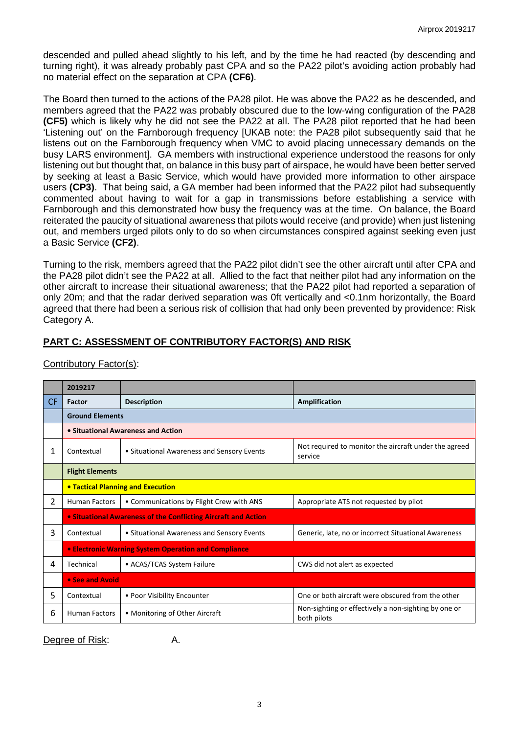descended and pulled ahead slightly to his left, and by the time he had reacted (by descending and turning right), it was already probably past CPA and so the PA22 pilot's avoiding action probably had no material effect on the separation at CPA **(CF6)**.

The Board then turned to the actions of the PA28 pilot. He was above the PA22 as he descended, and members agreed that the PA22 was probably obscured due to the low-wing configuration of the PA28 **(CF5)** which is likely why he did not see the PA22 at all. The PA28 pilot reported that he had been 'Listening out' on the Farnborough frequency [UKAB note: the PA28 pilot subsequently said that he listens out on the Farnborough frequency when VMC to avoid placing unnecessary demands on the busy LARS environment]. GA members with instructional experience understood the reasons for only listening out but thought that, on balance in this busy part of airspace, he would have been better served by seeking at least a Basic Service, which would have provided more information to other airspace users **(CP3)**. That being said, a GA member had been informed that the PA22 pilot had subsequently commented about having to wait for a gap in transmissions before establishing a service with Farnborough and this demonstrated how busy the frequency was at the time. On balance, the Board reiterated the paucity of situational awareness that pilots would receive (and provide) when just listening out, and members urged pilots only to do so when circumstances conspired against seeking even just a Basic Service **(CF2)**.

Turning to the risk, members agreed that the PA22 pilot didn't see the other aircraft until after CPA and the PA28 pilot didn't see the PA22 at all. Allied to the fact that neither pilot had any information on the other aircraft to increase their situational awareness; that the PA22 pilot had reported a separation of only 20m; and that the radar derived separation was 0ft vertically and <0.1nm horizontally, the Board agreed that there had been a serious risk of collision that had only been prevented by providence: Risk Category A.

## PART C: ASSESSMENT OF CONTRIBUTORY FACTOR(S) AND RISK

Contributory Factor(s):

| | 2019217 | | |
|---|---|---|---|
| **CF** | **Factor** | **Description** | **Amplification** |
| | **Ground Elements** | | |
| | **• Situational Awareness and Action** | | |
| 1 | Contextual | • Situational Awareness and Sensory Events | Not required to monitor the aircraft under the agreed service |
| | **Flight Elements** | | |
| | **• Tactical Planning and Execution** | | |
| 2 | Human Factors | • Communications by Flight Crew with ANS | Appropriate ATS not requested by pilot |
| | **• Situational Awareness of the Conflicting Aircraft and Action** | | |
| 3 | Contextual | • Situational Awareness and Sensory Events | Generic, late, no or incorrect Situational Awareness |
| | **• Electronic Warning System Operation and Compliance** | | |
| 4 | Technical | • ACAS/TCAS System Failure | CWS did not alert as expected |
| | **• See and Avoid** | | |
| 5 | Contextual | • Poor Visibility Encounter | One or both aircraft were obscured from the other |
| 6 | Human Factors | • Monitoring of Other Aircraft | Non-sighting or effectively a non-sighting by one or both pilots |

Degree of Risk: A.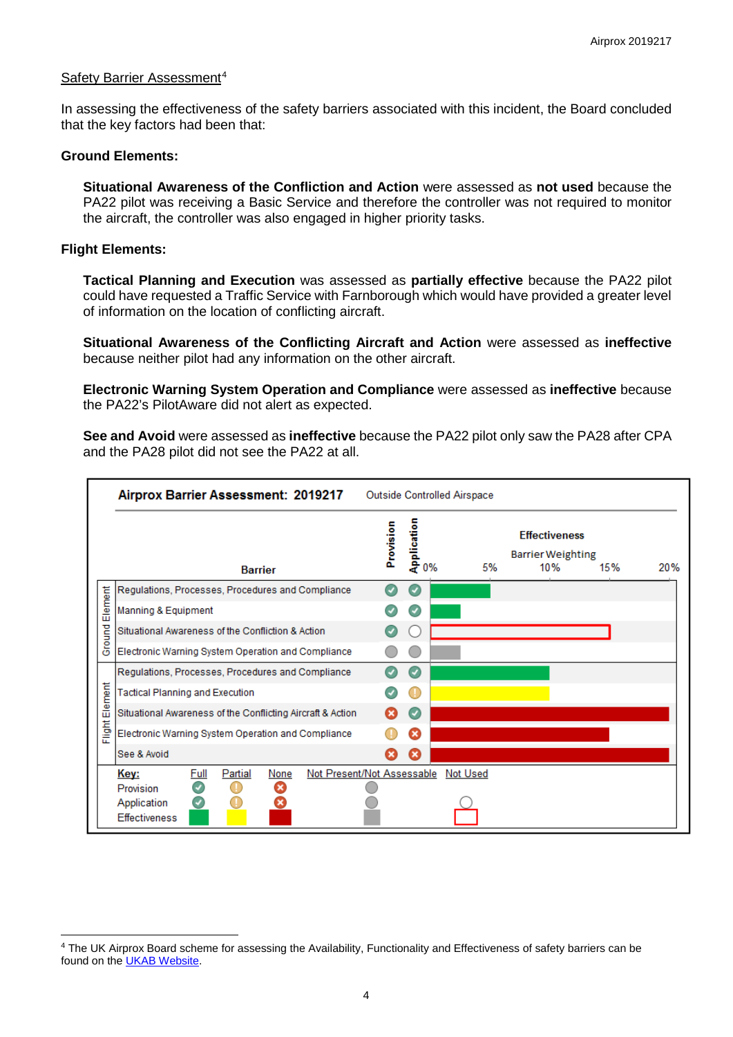Safety Barrier Assessment[4]

In assessing the effectiveness of the safety barriers associated with this incident, the Board concluded that the key factors had been that:

**Ground Elements:**

**Situational Awareness of the Confliction and Action** were assessed as **not used** because the PA22 pilot was receiving a Basic Service and therefore the controller was not required to monitor the aircraft, the controller was also engaged in higher priority tasks.

**Flight Elements:**

**Tactical Planning and Execution** was assessed as **partially effective** because the PA22 pilot could have requested a Traffic Service with Farnborough which would have provided a greater level of information on the location of conflicting aircraft.

**Situational Awareness of the Conflicting Aircraft and Action** were assessed as **ineffective** because neither pilot had any information on the other aircraft.

**Electronic Warning System Operation and Compliance** were assessed as **ineffective** because the PA22's PilotAware did not alert as expected.

**See and Avoid** were assessed as **ineffective** because the PA22 pilot only saw the PA28 after CPA and the PA28 pilot did not see the PA22 at all.

Airprox Barrier Assessment: 2019217
Outside Controlled Airspace

Barrier
Provision
Application
Effectiveness
Barrier Weighting
0% 5% 10% 15% 20%

Ground Element
Regulations, Processes, Procedures and Compliance
Manning & Equipment
Situational Awareness of the Confliction & Action
Electronic Warning System Operation and Compliance

Flight Element
Regulations, Processes, Procedures and Compliance
Tactical Planning and Execution
Situational Awareness of the Conflicting Aircraft & Action
Electronic Warning System Operation and Compliance
See & Avoid

Key: Full Partial None Not Present/Not Assessable Not Used
Provision
Application
Effectiveness

[4] The UK Airprox Board scheme for assessing the Availability, Functionality and Effectiveness of safety barriers can be found on the UKAB Website.